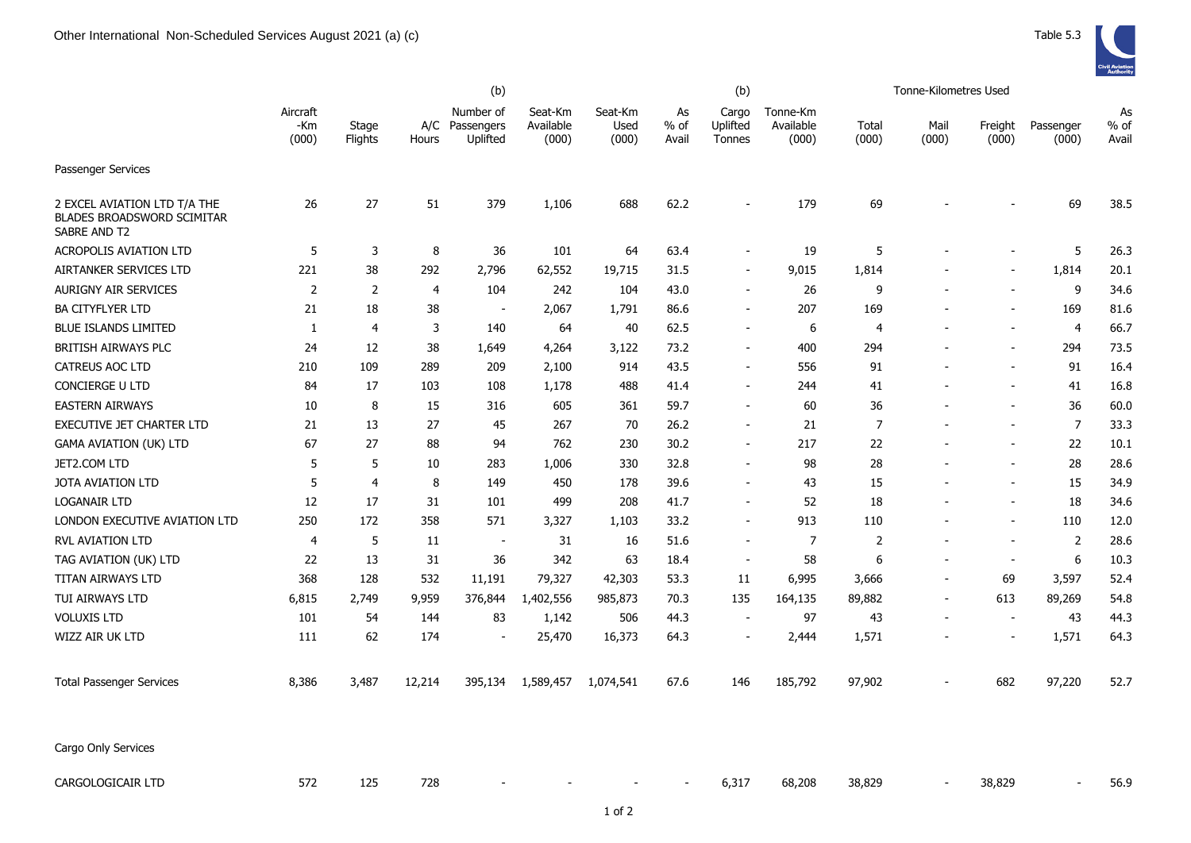Other International Non-Scheduled Services August 2021 (a) (c)

Table 5.3

| | Aircraft -Km (000) | Stage Flights | A/C Hours | (b) Number of Passengers Uplifted | Seat-Km Available (000) | Seat-Km Used (000) | As % of Avail | (b) Cargo Uplifted Tonnes | Tonne-Km Available (000) | Tonne-Kilometres Used Total (000) | Mail (000) | Freight (000) | Passenger (000) | As % of Avail |
|---|---|---|---|---|---|---|---|---|---|---|---|---|---|---|
| Passenger Services | | | | | | | | | | | | | | |
| 2 EXCEL AVIATION LTD T/A THE BLADES BROADSWORD SCIMITAR SABRE AND T2 | 26 | 27 | 51 | 379 | 1,106 | 688 | 62.2 | - | 179 | 69 | - | - | 69 | 38.5 |
| ACROPOLIS AVIATION LTD | 5 | 3 | 8 | 36 | 101 | 64 | 63.4 | - | 19 | 5 | - | - | 5 | 26.3 |
| AIRTANKER SERVICES LTD | 221 | 38 | 292 | 2,796 | 62,552 | 19,715 | 31.5 | - | 9,015 | 1,814 | - | - | 1,814 | 20.1 |
| AURIGNY AIR SERVICES | 2 | 2 | 4 | 104 | 242 | 104 | 43.0 | - | 26 | 9 | - | - | 9 | 34.6 |
| BA CITYFLYER LTD | 21 | 18 | 38 | - | 2,067 | 1,791 | 86.6 | - | 207 | 169 | - | - | 169 | 81.6 |
| BLUE ISLANDS LIMITED | 1 | 4 | 3 | 140 | 64 | 40 | 62.5 | - | 6 | 4 | - | - | 4 | 66.7 |
| BRITISH AIRWAYS PLC | 24 | 12 | 38 | 1,649 | 4,264 | 3,122 | 73.2 | - | 400 | 294 | - | - | 294 | 73.5 |
| CATREUS AOC LTD | 210 | 109 | 289 | 209 | 2,100 | 914 | 43.5 | - | 556 | 91 | - | - | 91 | 16.4 |
| CONCIERGE U LTD | 84 | 17 | 103 | 108 | 1,178 | 488 | 41.4 | - | 244 | 41 | - | - | 41 | 16.8 |
| EASTERN AIRWAYS | 10 | 8 | 15 | 316 | 605 | 361 | 59.7 | - | 60 | 36 | - | - | 36 | 60.0 |
| EXECUTIVE JET CHARTER LTD | 21 | 13 | 27 | 45 | 267 | 70 | 26.2 | - | 21 | 7 | - | - | 7 | 33.3 |
| GAMA AVIATION (UK) LTD | 67 | 27 | 88 | 94 | 762 | 230 | 30.2 | - | 217 | 22 | - | - | 22 | 10.1 |
| JET2.COM LTD | 5 | 5 | 10 | 283 | 1,006 | 330 | 32.8 | - | 98 | 28 | - | - | 28 | 28.6 |
| JOTA AVIATION LTD | 5 | 4 | 8 | 149 | 450 | 178 | 39.6 | - | 43 | 15 | - | - | 15 | 34.9 |
| LOGANAIR LTD | 12 | 17 | 31 | 101 | 499 | 208 | 41.7 | - | 52 | 18 | - | - | 18 | 34.6 |
| LONDON EXECUTIVE AVIATION LTD | 250 | 172 | 358 | 571 | 3,327 | 1,103 | 33.2 | - | 913 | 110 | - | - | 110 | 12.0 |
| RVL AVIATION LTD | 4 | 5 | 11 | - | 31 | 16 | 51.6 | - | 7 | 2 | - | - | 2 | 28.6 |
| TAG AVIATION (UK) LTD | 22 | 13 | 31 | 36 | 342 | 63 | 18.4 | - | 58 | 6 | - | - | 6 | 10.3 |
| TITAN AIRWAYS LTD | 368 | 128 | 532 | 11,191 | 79,327 | 42,303 | 53.3 | 11 | 6,995 | 3,666 | - | 69 | 3,597 | 52.4 |
| TUI AIRWAYS LTD | 6,815 | 2,749 | 9,959 | 376,844 | 1,402,556 | 985,873 | 70.3 | 135 | 164,135 | 89,882 | - | 613 | 89,269 | 54.8 |
| VOLUXIS LTD | 101 | 54 | 144 | 83 | 1,142 | 506 | 44.3 | - | 97 | 43 | - | - | 43 | 44.3 |
| WIZZ AIR UK LTD | 111 | 62 | 174 | - | 25,470 | 16,373 | 64.3 | - | 2,444 | 1,571 | - | - | 1,571 | 64.3 |
| Total Passenger Services | 8,386 | 3,487 | 12,214 | 395,134 | 1,589,457 | 1,074,541 | 67.6 | 146 | 185,792 | 97,902 | - | 682 | 97,220 | 52.7 |
| Cargo Only Services | | | | | | | | | | | | | | |
| CARGOLOGICAIR LTD | 572 | 125 | 728 | - | - | - | - | 6,317 | 68,208 | 38,829 | - | 38,829 | - | 56.9 |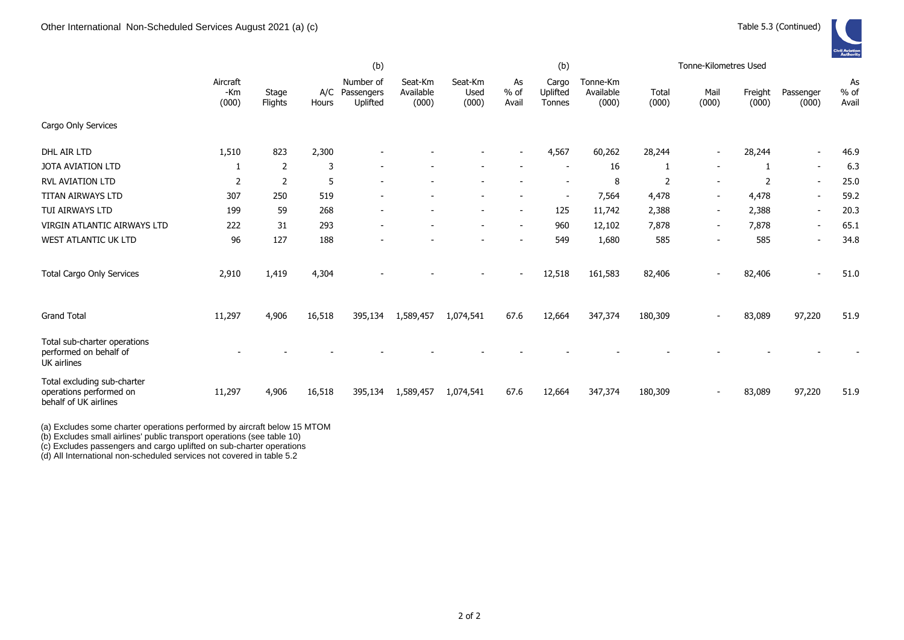# Other International Non-Scheduled Services August 2021 (a) (c)

Table 5.3 (Continued)

| | Aircraft -Km (000) | Stage Flights | A/C Hours | (b) Number of Passengers Uplifted | Seat-Km Available (000) | Seat-Km Used (000) | As % of Avail | (b) Cargo Uplifted Tonnes | Tonne-Km Available (000) | Tonne-Kilometres Used Total (000) | Mail (000) | Freight (000) | Passenger (000) | As % of Avail |
|---|---|---|---|---|---|---|---|---|---|---|---|---|---|---|
| Cargo Only Services | | | | | | | | | | | | | | |
| DHL AIR LTD | 1,510 | 823 | 2,300 | - | - | - | - | 4,567 | 60,262 | 28,244 | - | 28,244 | - | 46.9 |
| JOTA AVIATION LTD | 1 | 2 | 3 | - | - | - | - | - | 16 | 1 | - | 1 | - | 6.3 |
| RVL AVIATION LTD | 2 | 2 | 5 | - | - | - | - | - | 8 | 2 | - | 2 | - | 25.0 |
| TITAN AIRWAYS LTD | 307 | 250 | 519 | - | - | - | - | - | 7,564 | 4,478 | - | 4,478 | - | 59.2 |
| TUI AIRWAYS LTD | 199 | 59 | 268 | - | - | - | - | 125 | 11,742 | 2,388 | - | 2,388 | - | 20.3 |
| VIRGIN ATLANTIC AIRWAYS LTD | 222 | 31 | 293 | - | - | - | - | 960 | 12,102 | 7,878 | - | 7,878 | - | 65.1 |
| WEST ATLANTIC UK LTD | 96 | 127 | 188 | - | - | - | - | 549 | 1,680 | 585 | - | 585 | - | 34.8 |
| Total Cargo Only Services | 2,910 | 1,419 | 4,304 | - | - | - | - | 12,518 | 161,583 | 82,406 | - | 82,406 | - | 51.0 |
| Grand Total | 11,297 | 4,906 | 16,518 | 395,134 | 1,589,457 | 1,074,541 | 67.6 | 12,664 | 347,374 | 180,309 | - | 83,089 | 97,220 | 51.9 |
| Total sub-charter operations performed on behalf of UK airlines | - | - | - | - | - | - | - | - | - | - | - | - | - | - |
| Total excluding sub-charter operations performed on behalf of UK airlines | 11,297 | 4,906 | 16,518 | 395,134 | 1,589,457 | 1,074,541 | 67.6 | 12,664 | 347,374 | 180,309 | - | 83,089 | 97,220 | 51.9 |

(a) Excludes some charter operations performed by aircraft below 15 MTOM
(b) Excludes small airlines' public transport operations (see table 10)
(c) Excludes passengers and cargo uplifted on sub-charter operations
(d) All International non-scheduled services not covered in table 5.2